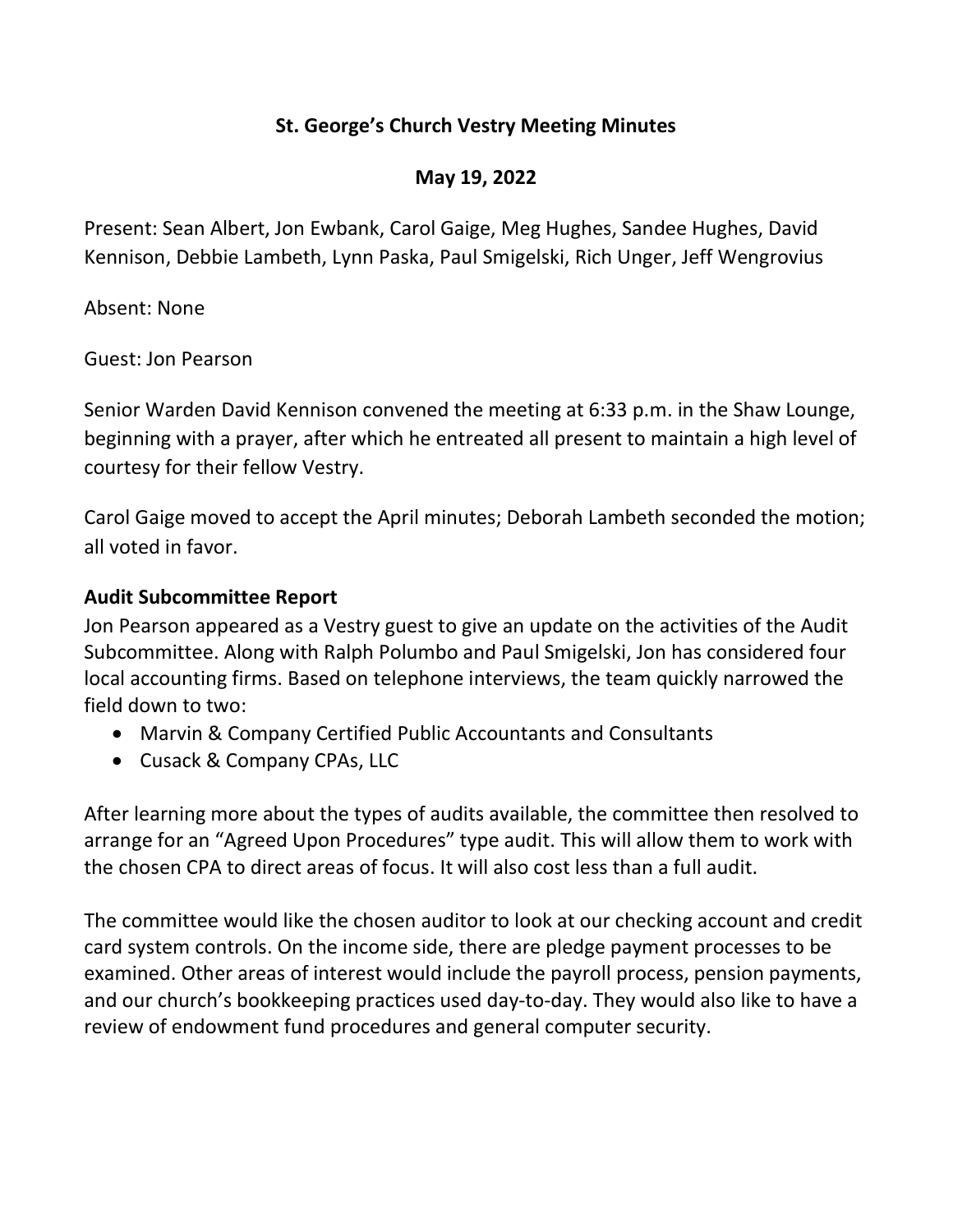# St. George's Church Vestry Meeting Minutes

## May 19, 2022

Present: Sean Albert, Jon Ewbank, Carol Gaige, Meg Hughes, Sandee Hughes, David Kennison, Debbie Lambeth, Lynn Paska, Paul Smigelski, Rich Unger, Jeff Wengrovius

Absent: None

Guest: Jon Pearson

Senior Warden David Kennison convened the meeting at 6:33 p.m. in the Shaw Lounge, beginning with a prayer, after which he entreated all present to maintain a high level of courtesy for their fellow Vestry.

Carol Gaige moved to accept the April minutes; Deborah Lambeth seconded the motion; all voted in favor.

**Audit Subcommittee Report**

Jon Pearson appeared as a Vestry guest to give an update on the activities of the Audit Subcommittee. Along with Ralph Polumbo and Paul Smigelski, Jon has considered four local accounting firms. Based on telephone interviews, the team quickly narrowed the field down to two:

- Marvin & Company Certified Public Accountants and Consultants
- Cusack & Company CPAs, LLC

After learning more about the types of audits available, the committee then resolved to arrange for an "Agreed Upon Procedures" type audit. This will allow them to work with the chosen CPA to direct areas of focus. It will also cost less than a full audit.

The committee would like the chosen auditor to look at our checking account and credit card system controls. On the income side, there are pledge payment processes to be examined. Other areas of interest would include the payroll process, pension payments, and our church's bookkeeping practices used day-to-day. They would also like to have a review of endowment fund procedures and general computer security.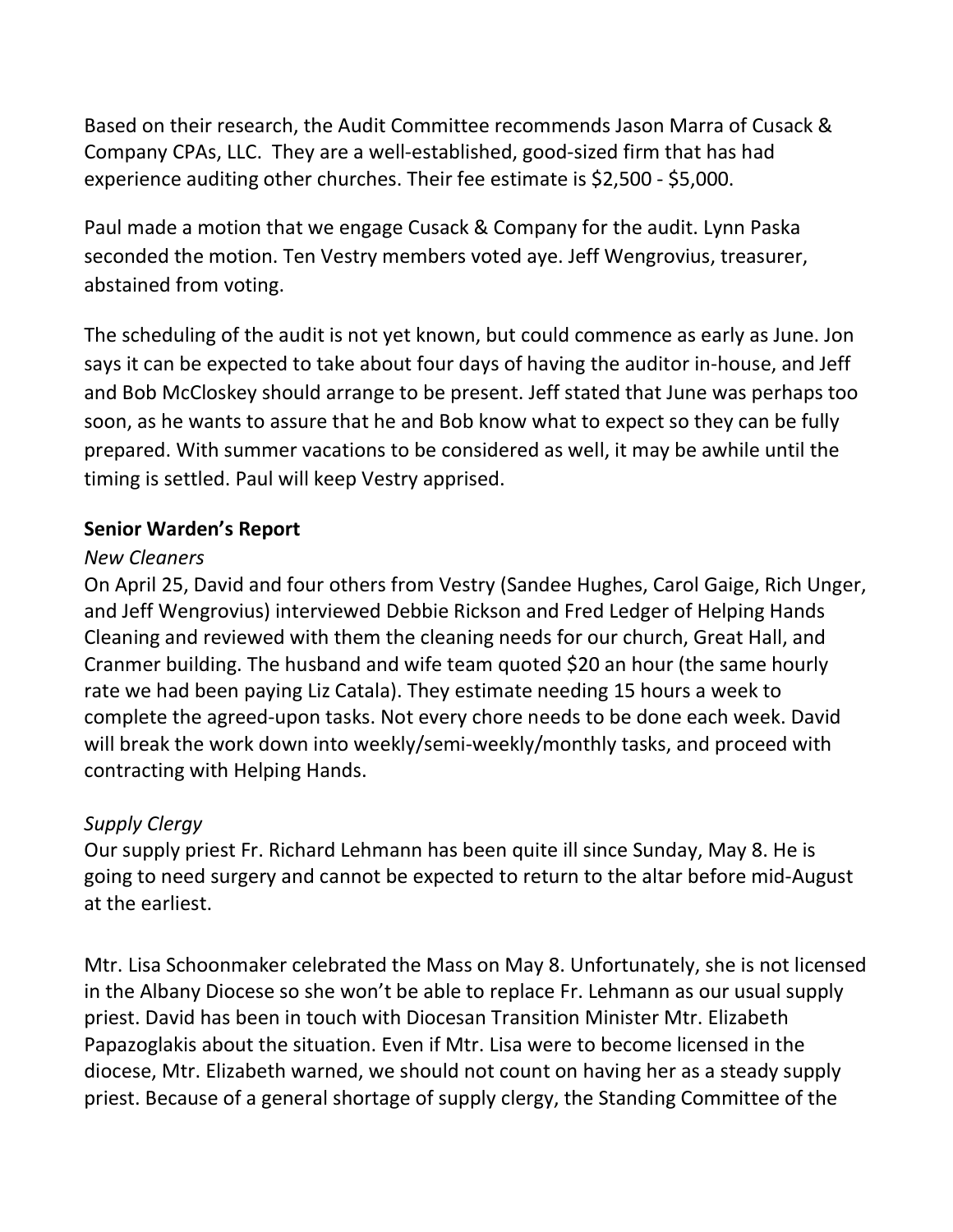Based on their research, the Audit Committee recommends Jason Marra of Cusack & Company CPAs, LLC. They are a well-established, good-sized firm that has had experience auditing other churches. Their fee estimate is $2,500 - $5,000.

Paul made a motion that we engage Cusack & Company for the audit. Lynn Paska seconded the motion. Ten Vestry members voted aye. Jeff Wengrovius, treasurer, abstained from voting.

The scheduling of the audit is not yet known, but could commence as early as June. Jon says it can be expected to take about four days of having the auditor in-house, and Jeff and Bob McCloskey should arrange to be present. Jeff stated that June was perhaps too soon, as he wants to assure that he and Bob know what to expect so they can be fully prepared. With summer vacations to be considered as well, it may be awhile until the timing is settled. Paul will keep Vestry apprised.

**Senior Warden's Report**

*New Cleaners*

On April 25, David and four others from Vestry (Sandee Hughes, Carol Gaige, Rich Unger, and Jeff Wengrovius) interviewed Debbie Rickson and Fred Ledger of Helping Hands Cleaning and reviewed with them the cleaning needs for our church, Great Hall, and Cranmer building. The husband and wife team quoted $20 an hour (the same hourly rate we had been paying Liz Catala). They estimate needing 15 hours a week to complete the agreed-upon tasks. Not every chore needs to be done each week. David will break the work down into weekly/semi-weekly/monthly tasks, and proceed with contracting with Helping Hands.

*Supply Clergy*

Our supply priest Fr. Richard Lehmann has been quite ill since Sunday, May 8. He is going to need surgery and cannot be expected to return to the altar before mid-August at the earliest.

Mtr. Lisa Schoonmaker celebrated the Mass on May 8. Unfortunately, she is not licensed in the Albany Diocese so she won't be able to replace Fr. Lehmann as our usual supply priest. David has been in touch with Diocesan Transition Minister Mtr. Elizabeth Papazoglakis about the situation. Even if Mtr. Lisa were to become licensed in the diocese, Mtr. Elizabeth warned, we should not count on having her as a steady supply priest. Because of a general shortage of supply clergy, the Standing Committee of the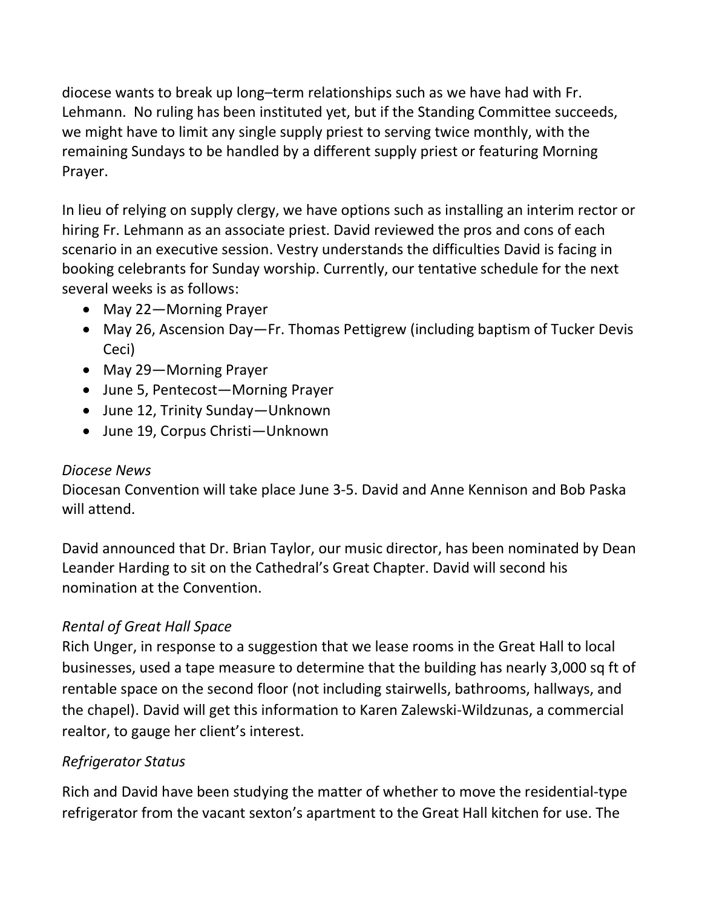diocese wants to break up long–term relationships such as we have had with Fr. Lehmann. No ruling has been instituted yet, but if the Standing Committee succeeds, we might have to limit any single supply priest to serving twice monthly, with the remaining Sundays to be handled by a different supply priest or featuring Morning Prayer.

In lieu of relying on supply clergy, we have options such as installing an interim rector or hiring Fr. Lehmann as an associate priest. David reviewed the pros and cons of each scenario in an executive session. Vestry understands the difficulties David is facing in booking celebrants for Sunday worship. Currently, our tentative schedule for the next several weeks is as follows:

- May 22—Morning Prayer
- May 26, Ascension Day—Fr. Thomas Pettigrew (including baptism of Tucker Devis Ceci)
- May 29—Morning Prayer
- June 5, Pentecost—Morning Prayer
- June 12, Trinity Sunday—Unknown
- June 19, Corpus Christi—Unknown

*Diocese News*

Diocesan Convention will take place June 3-5. David and Anne Kennison and Bob Paska will attend.

David announced that Dr. Brian Taylor, our music director, has been nominated by Dean Leander Harding to sit on the Cathedral's Great Chapter. David will second his nomination at the Convention.

*Rental of Great Hall Space*

Rich Unger, in response to a suggestion that we lease rooms in the Great Hall to local businesses, used a tape measure to determine that the building has nearly 3,000 sq ft of rentable space on the second floor (not including stairwells, bathrooms, hallways, and the chapel). David will get this information to Karen Zalewski-Wildzunas, a commercial realtor, to gauge her client's interest.

*Refrigerator Status*

Rich and David have been studying the matter of whether to move the residential-type refrigerator from the vacant sexton's apartment to the Great Hall kitchen for use. The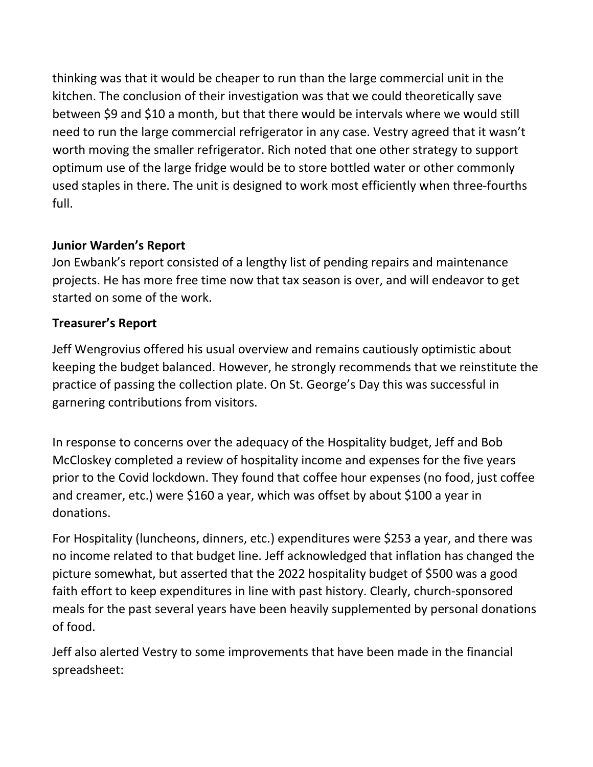thinking was that it would be cheaper to run than the large commercial unit in the kitchen. The conclusion of their investigation was that we could theoretically save between $9 and $10 a month, but that there would be intervals where we would still need to run the large commercial refrigerator in any case. Vestry agreed that it wasn't worth moving the smaller refrigerator. Rich noted that one other strategy to support optimum use of the large fridge would be to store bottled water or other commonly used staples in there. The unit is designed to work most efficiently when three-fourths full.

**Junior Warden's Report**

Jon Ewbank's report consisted of a lengthy list of pending repairs and maintenance projects. He has more free time now that tax season is over, and will endeavor to get started on some of the work.

**Treasurer's Report**

Jeff Wengrovius offered his usual overview and remains cautiously optimistic about keeping the budget balanced. However, he strongly recommends that we reinstitute the practice of passing the collection plate. On St. George's Day this was successful in garnering contributions from visitors.

In response to concerns over the adequacy of the Hospitality budget, Jeff and Bob McCloskey completed a review of hospitality income and expenses for the five years prior to the Covid lockdown. They found that coffee hour expenses (no food, just coffee and creamer, etc.) were $160 a year, which was offset by about $100 a year in donations.

For Hospitality (luncheons, dinners, etc.) expenditures were $253 a year, and there was no income related to that budget line. Jeff acknowledged that inflation has changed the picture somewhat, but asserted that the 2022 hospitality budget of $500 was a good faith effort to keep expenditures in line with past history. Clearly, church-sponsored meals for the past several years have been heavily supplemented by personal donations of food.

Jeff also alerted Vestry to some improvements that have been made in the financial spreadsheet: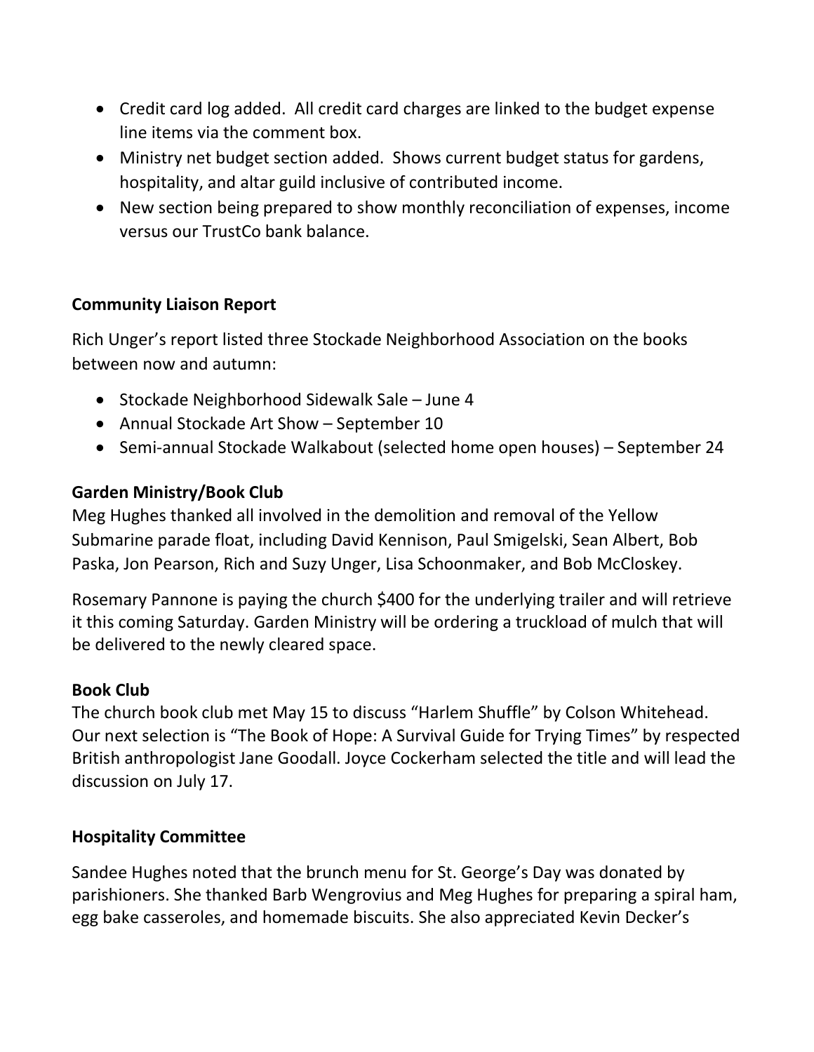- Credit card log added. All credit card charges are linked to the budget expense line items via the comment box.
- Ministry net budget section added. Shows current budget status for gardens, hospitality, and altar guild inclusive of contributed income.
- New section being prepared to show monthly reconciliation of expenses, income versus our TrustCo bank balance.

**Community Liaison Report**

Rich Unger's report listed three Stockade Neighborhood Association on the books between now and autumn:

- Stockade Neighborhood Sidewalk Sale – June 4
- Annual Stockade Art Show – September 10
- Semi-annual Stockade Walkabout (selected home open houses) – September 24

**Garden Ministry/Book Club**

Meg Hughes thanked all involved in the demolition and removal of the Yellow Submarine parade float, including David Kennison, Paul Smigelski, Sean Albert, Bob Paska, Jon Pearson, Rich and Suzy Unger, Lisa Schoonmaker, and Bob McCloskey.

Rosemary Pannone is paying the church $400 for the underlying trailer and will retrieve it this coming Saturday. Garden Ministry will be ordering a truckload of mulch that will be delivered to the newly cleared space.

**Book Club**

The church book club met May 15 to discuss "Harlem Shuffle" by Colson Whitehead. Our next selection is "The Book of Hope: A Survival Guide for Trying Times" by respected British anthropologist Jane Goodall. Joyce Cockerham selected the title and will lead the discussion on July 17.

**Hospitality Committee**

Sandee Hughes noted that the brunch menu for St. George's Day was donated by parishioners. She thanked Barb Wengrovius and Meg Hughes for preparing a spiral ham, egg bake casseroles, and homemade biscuits. She also appreciated Kevin Decker's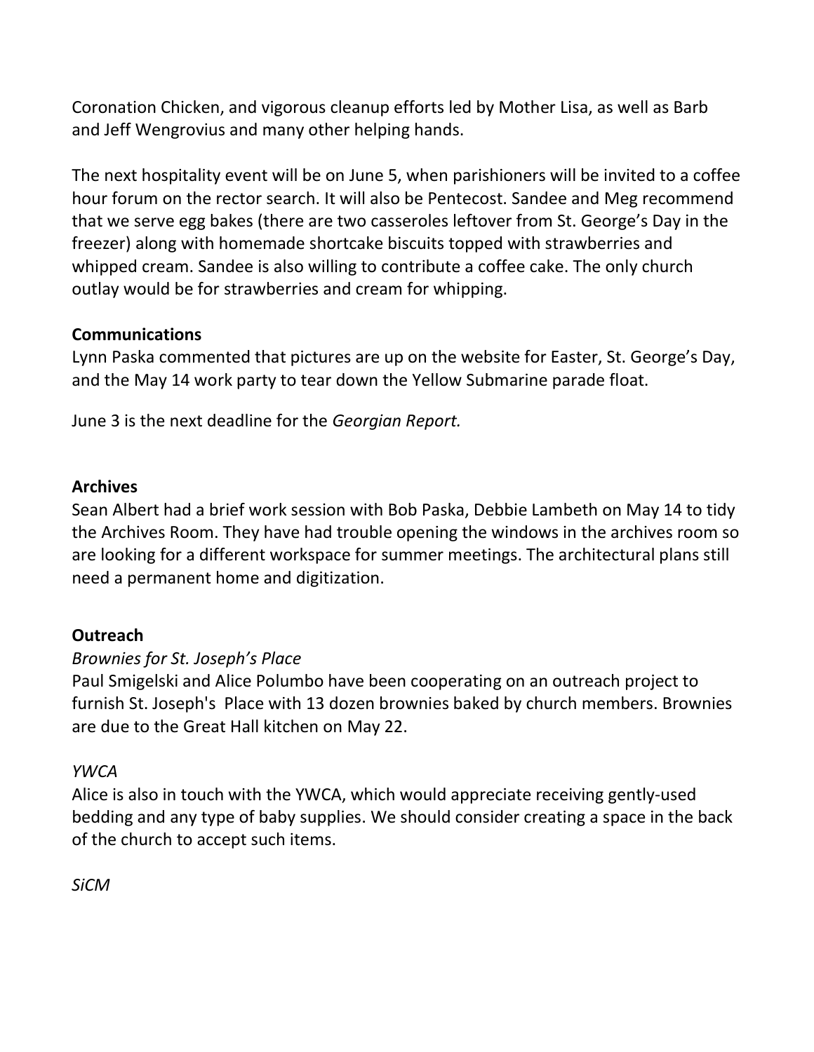Coronation Chicken, and vigorous cleanup efforts led by Mother Lisa, as well as Barb and Jeff Wengrovius and many other helping hands.

The next hospitality event will be on June 5, when parishioners will be invited to a coffee hour forum on the rector search. It will also be Pentecost. Sandee and Meg recommend that we serve egg bakes (there are two casseroles leftover from St. George's Day in the freezer) along with homemade shortcake biscuits topped with strawberries and whipped cream. Sandee is also willing to contribute a coffee cake. The only church outlay would be for strawberries and cream for whipping.

**Communications**

Lynn Paska commented that pictures are up on the website for Easter, St. George's Day, and the May 14 work party to tear down the Yellow Submarine parade float.

June 3 is the next deadline for the *Georgian Report.*

**Archives**

Sean Albert had a brief work session with Bob Paska, Debbie Lambeth on May 14 to tidy the Archives Room. They have had trouble opening the windows in the archives room so are looking for a different workspace for summer meetings. The architectural plans still need a permanent home and digitization.

**Outreach**

*Brownies for St. Joseph's Place*

Paul Smigelski and Alice Polumbo have been cooperating on an outreach project to furnish St. Joseph's Place with 13 dozen brownies baked by church members. Brownies are due to the Great Hall kitchen on May 22.

*YWCA*

Alice is also in touch with the YWCA, which would appreciate receiving gently-used bedding and any type of baby supplies. We should consider creating a space in the back of the church to accept such items.

*SiCM*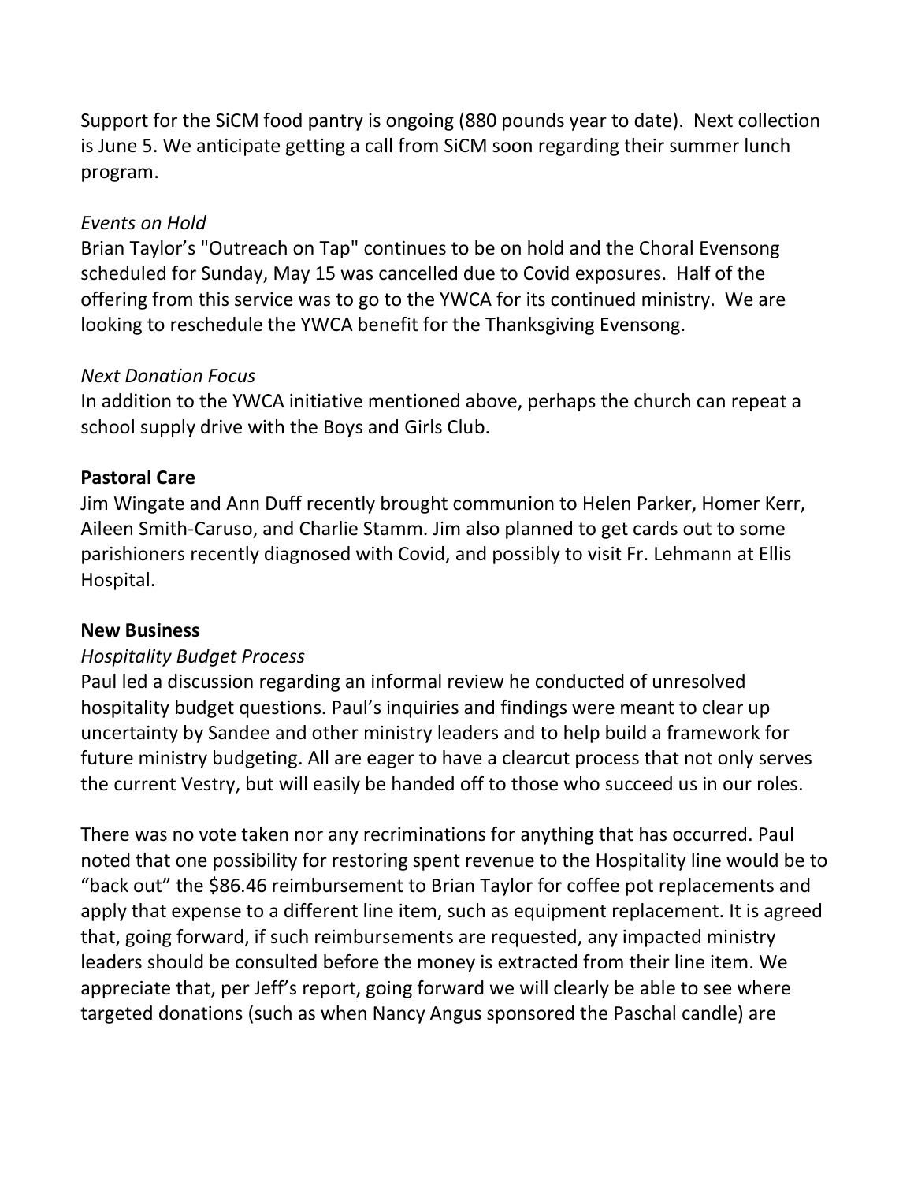Support for the SiCM food pantry is ongoing (880 pounds year to date). Next collection is June 5. We anticipate getting a call from SiCM soon regarding their summer lunch program.

*Events on Hold*
Brian Taylor's "Outreach on Tap" continues to be on hold and the Choral Evensong scheduled for Sunday, May 15 was cancelled due to Covid exposures. Half of the offering from this service was to go to the YWCA for its continued ministry. We are looking to reschedule the YWCA benefit for the Thanksgiving Evensong.

*Next Donation Focus*
In addition to the YWCA initiative mentioned above, perhaps the church can repeat a school supply drive with the Boys and Girls Club.

**Pastoral Care**
Jim Wingate and Ann Duff recently brought communion to Helen Parker, Homer Kerr, Aileen Smith-Caruso, and Charlie Stamm. Jim also planned to get cards out to some parishioners recently diagnosed with Covid, and possibly to visit Fr. Lehmann at Ellis Hospital.

**New Business**
*Hospitality Budget Process*
Paul led a discussion regarding an informal review he conducted of unresolved hospitality budget questions. Paul's inquiries and findings were meant to clear up uncertainty by Sandee and other ministry leaders and to help build a framework for future ministry budgeting. All are eager to have a clearcut process that not only serves the current Vestry, but will easily be handed off to those who succeed us in our roles.

There was no vote taken nor any recriminations for anything that has occurred. Paul noted that one possibility for restoring spent revenue to the Hospitality line would be to "back out" the $86.46 reimbursement to Brian Taylor for coffee pot replacements and apply that expense to a different line item, such as equipment replacement. It is agreed that, going forward, if such reimbursements are requested, any impacted ministry leaders should be consulted before the money is extracted from their line item. We appreciate that, per Jeff's report, going forward we will clearly be able to see where targeted donations (such as when Nancy Angus sponsored the Paschal candle) are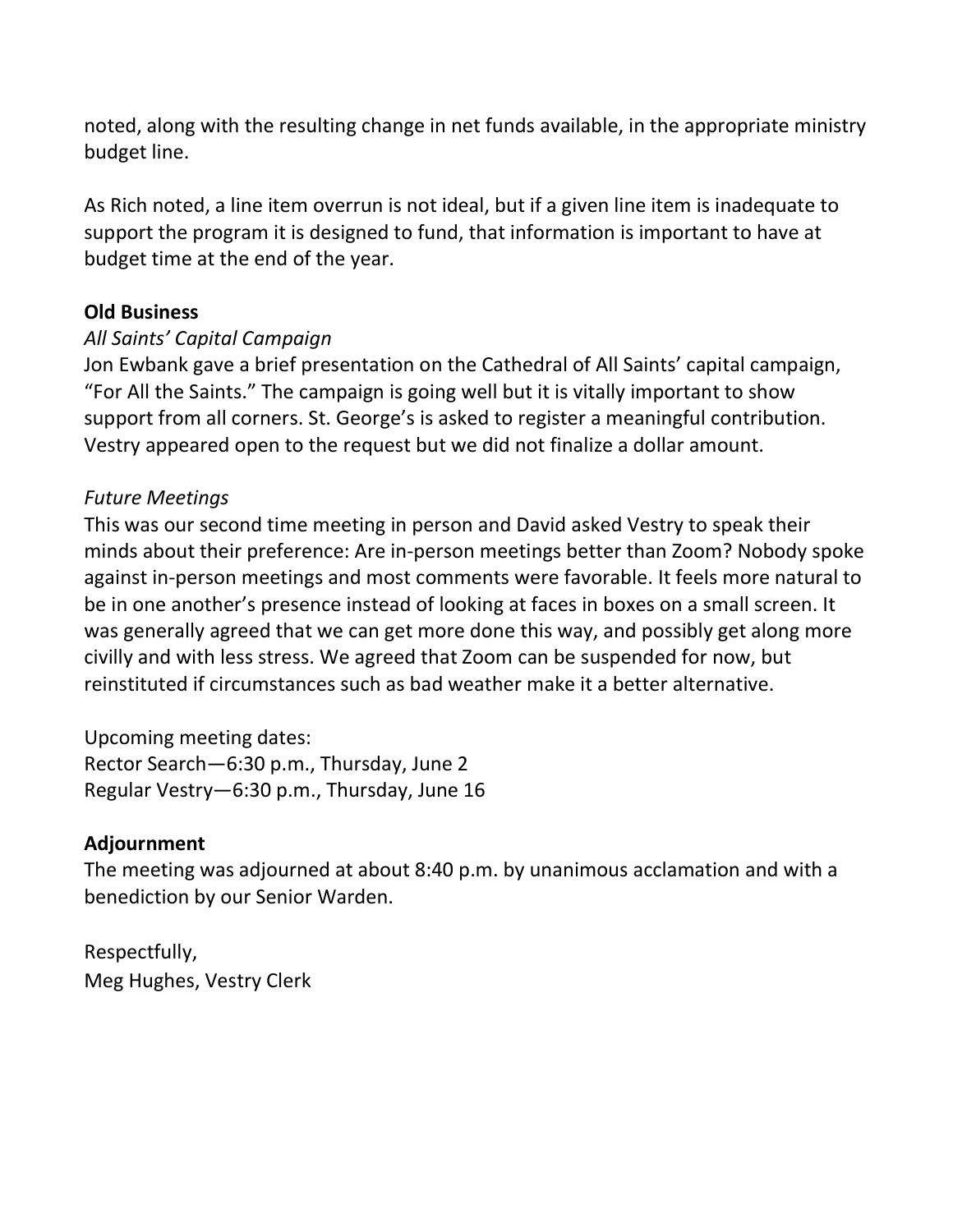noted, along with the resulting change in net funds available, in the appropriate ministry budget line.

As Rich noted, a line item overrun is not ideal, but if a given line item is inadequate to support the program it is designed to fund, that information is important to have at budget time at the end of the year.

**Old Business**

*All Saints' Capital Campaign*

Jon Ewbank gave a brief presentation on the Cathedral of All Saints' capital campaign, "For All the Saints." The campaign is going well but it is vitally important to show support from all corners. St. George's is asked to register a meaningful contribution. Vestry appeared open to the request but we did not finalize a dollar amount.

*Future Meetings*

This was our second time meeting in person and David asked Vestry to speak their minds about their preference: Are in-person meetings better than Zoom? Nobody spoke against in-person meetings and most comments were favorable. It feels more natural to be in one another's presence instead of looking at faces in boxes on a small screen. It was generally agreed that we can get more done this way, and possibly get along more civilly and with less stress. We agreed that Zoom can be suspended for now, but reinstituted if circumstances such as bad weather make it a better alternative.

Upcoming meeting dates:
Rector Search—6:30 p.m., Thursday, June 2
Regular Vestry—6:30 p.m., Thursday, June 16

**Adjournment**

The meeting was adjourned at about 8:40 p.m. by unanimous acclamation and with a benediction by our Senior Warden.

Respectfully,
Meg Hughes, Vestry Clerk